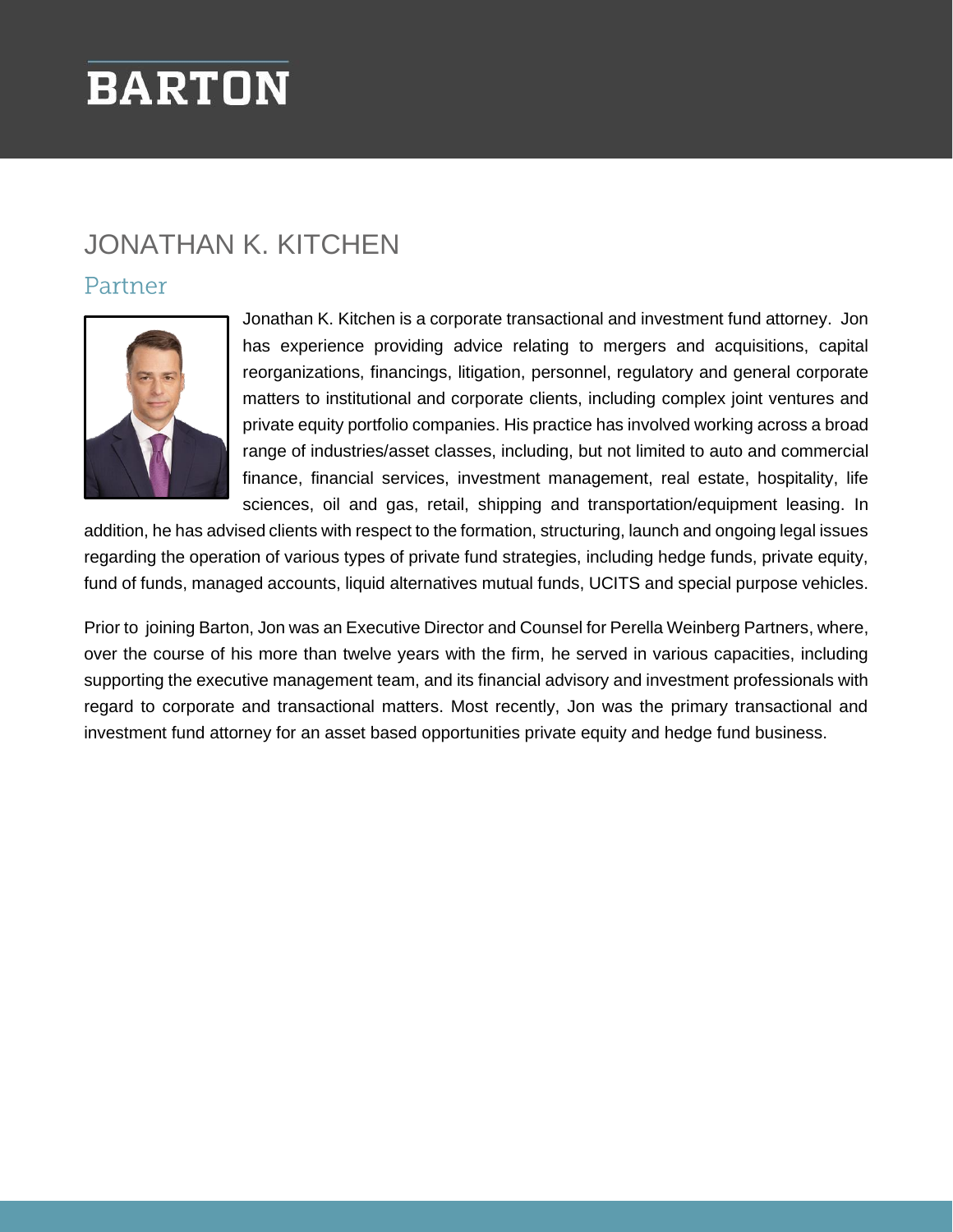# BARTON

## JONATHAN K. KITCHEN

### Partner

Jonathan K. Kitchen is a corporate transactional and investment fund attorney. Jon has experience providing advice relating to mergers and acquisitions, capital reorganizations, financings, litigation, personnel, regulatory and general corporate matters to institutional and corporate clients, including complex joint ventures and private equity portfolio companies. His practice has involved working across a broad range of industries/asset classes, including, but not limited to auto and commercial finance, financial services, investment management, real estate, hospitality, life sciences, oil and gas, retail, shipping and transportation/equipment leasing. In addition, he has advised clients with respect to the formation, structuring, launch and ongoing legal issues regarding the operation of various types of private fund strategies, including hedge funds, private equity, fund of funds, managed accounts, liquid alternatives mutual funds, UCITS and special purpose vehicles.

Prior to joining Barton, Jon was an Executive Director and Counsel for Perella Weinberg Partners, where, over the course of his more than twelve years with the firm, he served in various capacities, including supporting the executive management team, and its financial advisory and investment professionals with regard to corporate and transactional matters. Most recently, Jon was the primary transactional and investment fund attorney for an asset based opportunities private equity and hedge fund business.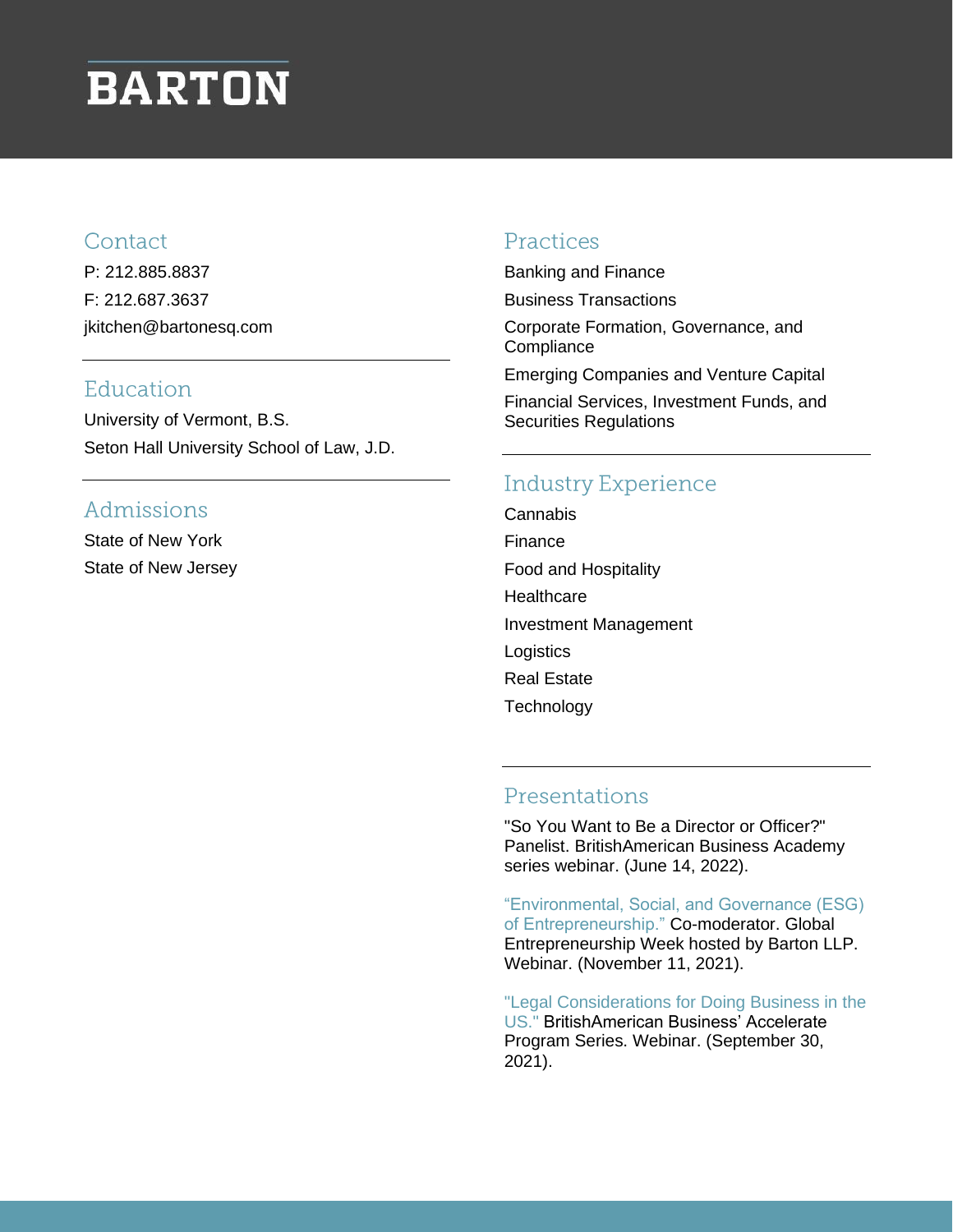# BARTON

## Contact

P: 212.885.8837

F: 212.687.3637

jkitchen@bartonesq.com

## Education

University of Vermont, B.S.

Seton Hall University School of Law, J.D.

## Admissions

State of New York

State of New Jersey

## Practices

Banking and Finance

Business Transactions

Corporate Formation, Governance, and Compliance

Emerging Companies and Venture Capital

Financial Services, Investment Funds, and Securities Regulations

## Industry Experience

Cannabis

Finance

Food and Hospitality

Healthcare

Investment Management

Logistics

Real Estate

Technology

## Presentations

"So You Want to Be a Director or Officer?" Panelist. BritishAmerican Business Academy series webinar. (June 14, 2022).

"Environmental, Social, and Governance (ESG) of Entrepreneurship." Co-moderator. Global Entrepreneurship Week hosted by Barton LLP. Webinar. (November 11, 2021).

"Legal Considerations for Doing Business in the US." BritishAmerican Business' Accelerate Program Series. Webinar. (September 30, 2021).